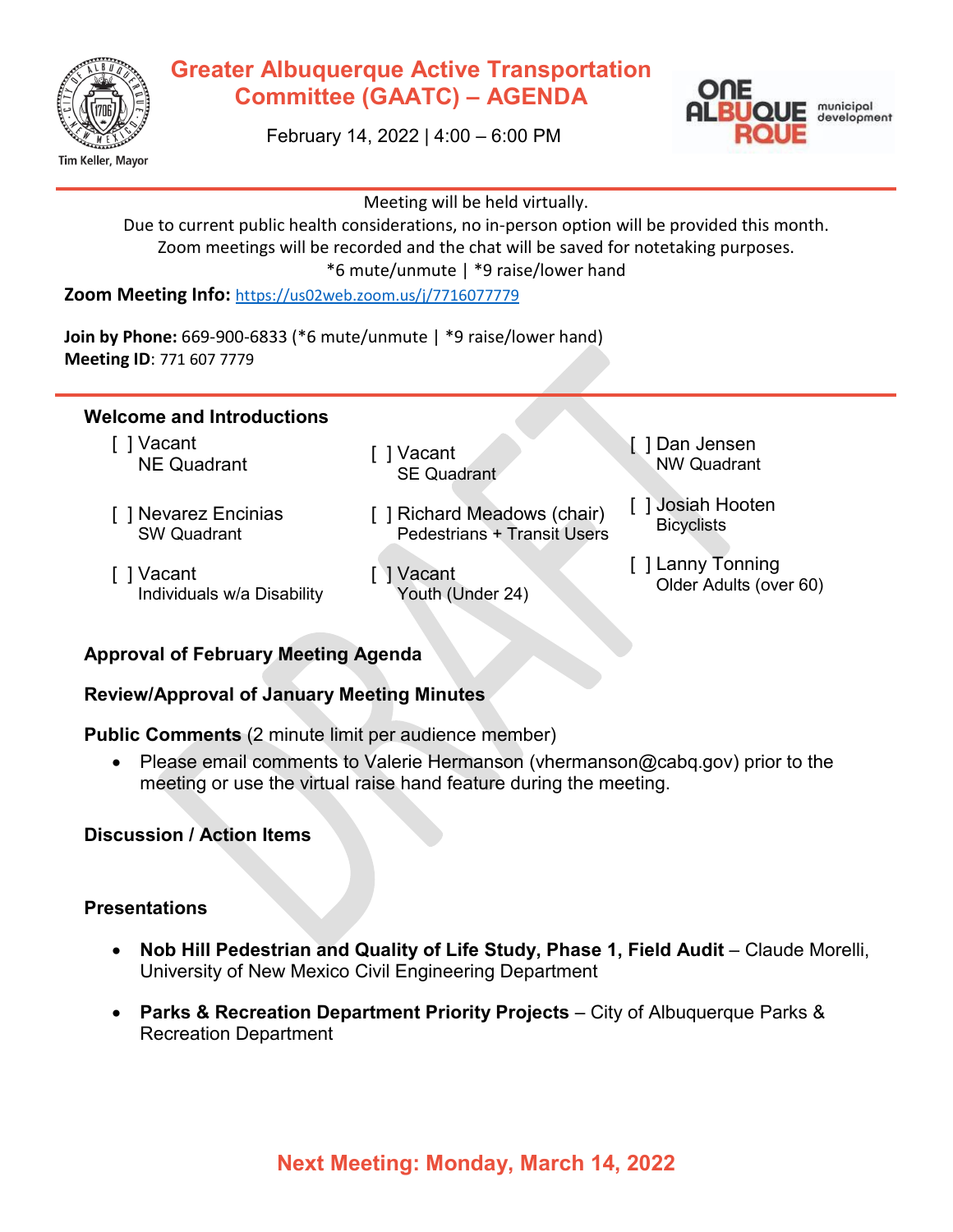# Greater Albuquerque Active Transportation Committee (GAATC) – AGENDA

February 14, 2022 | 4:00 – 6:00 PM

Tim Keller, Mayor

ONE ALBUQUERQUE municipal development

Meeting will be held virtually.
Due to current public health considerations, no in-person option will be provided this month.
Zoom meetings will be recorded and the chat will be saved for notetaking purposes.
*6 mute/unmute | *9 raise/lower hand

**Zoom Meeting Info:** https://us02web.zoom.us/j/7716077779

**Join by Phone:** 669-900-6833 (*6 mute/unmute | *9 raise/lower hand)
**Meeting ID**: 771 607 7779

## Welcome and Introductions

- [ ] Vacant
  NE Quadrant
- [ ] Nevarez Encinias
  SW Quadrant
- [ ] Vacant
  Individuals w/a Disability
- [ ] Vacant
  SE Quadrant
- [ ] Richard Meadows (chair)
  Pedestrians + Transit Users
- [ ] Vacant
  Youth (Under 24)
- [ ] Dan Jensen
  NW Quadrant
- [ ] Josiah Hooten
  Bicyclists
- [ ] Lanny Tonning
  Older Adults (over 60)

## Approval of February Meeting Agenda

## Review/Approval of January Meeting Minutes

## Public Comments (2 minute limit per audience member)

- Please email comments to Valerie Hermanson (vhermanson@cabq.gov) prior to the meeting or use the virtual raise hand feature during the meeting.

## Discussion / Action Items

## Presentations

- **Nob Hill Pedestrian and Quality of Life Study, Phase 1, Field Audit** – Claude Morelli, University of New Mexico Civil Engineering Department
- **Parks & Recreation Department Priority Projects** – City of Albuquerque Parks & Recreation Department

**Next Meeting: Monday, March 14, 2022**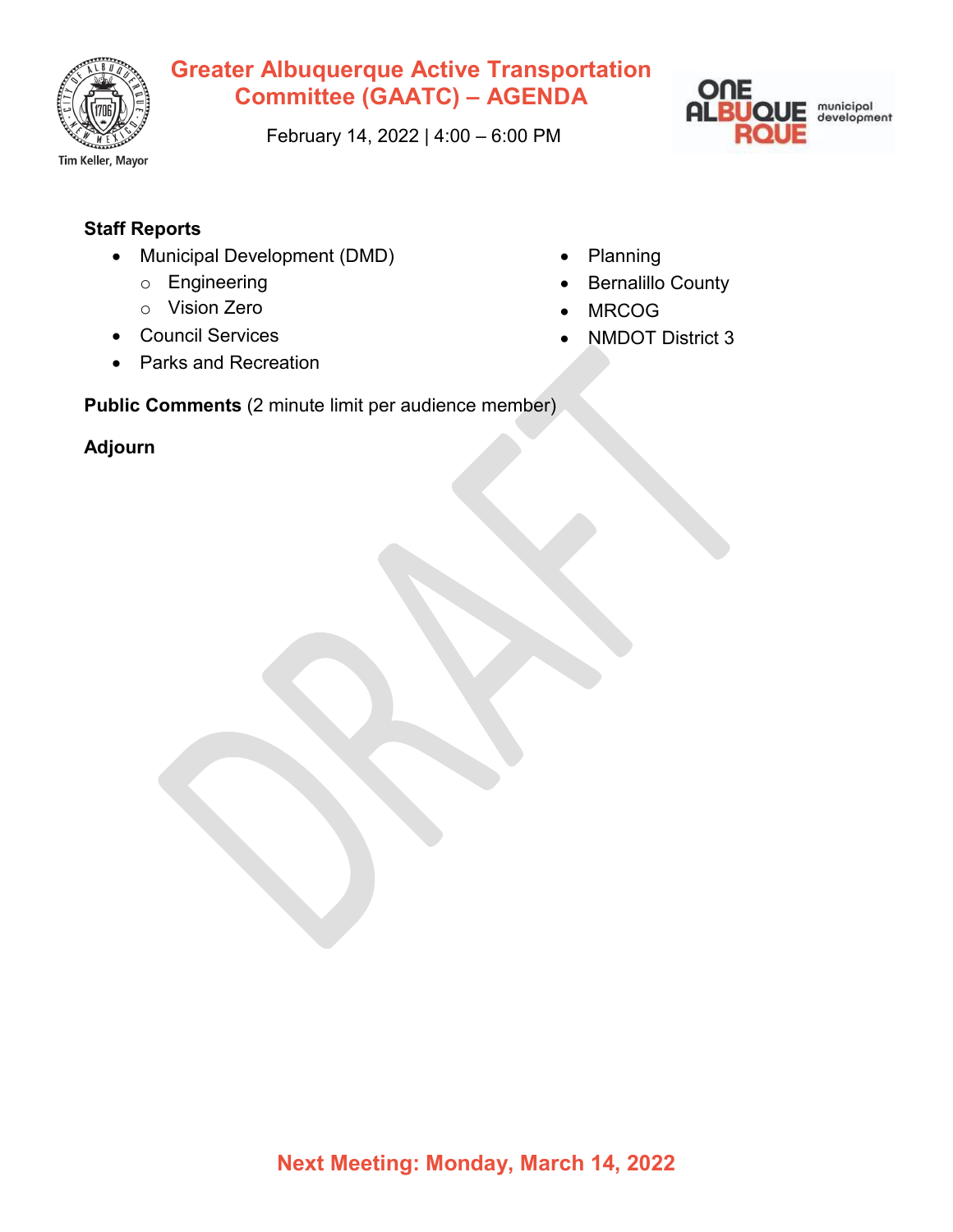# Greater Albuquerque Active Transportation Committee (GAATC) – AGENDA

February 14, 2022 | 4:00 – 6:00 PM

Tim Keller, Mayor

ONE ALBUQUERQUE municipal development

**Staff Reports**

- Municipal Development (DMD)
  - Engineering
  - Vision Zero
- Council Services
- Parks and Recreation
- Planning
- Bernalillo County
- MRCOG
- NMDOT District 3

**Public Comments** (2 minute limit per audience member)

**Adjourn**

DRAFT

**Next Meeting: Monday, March 14, 2022**